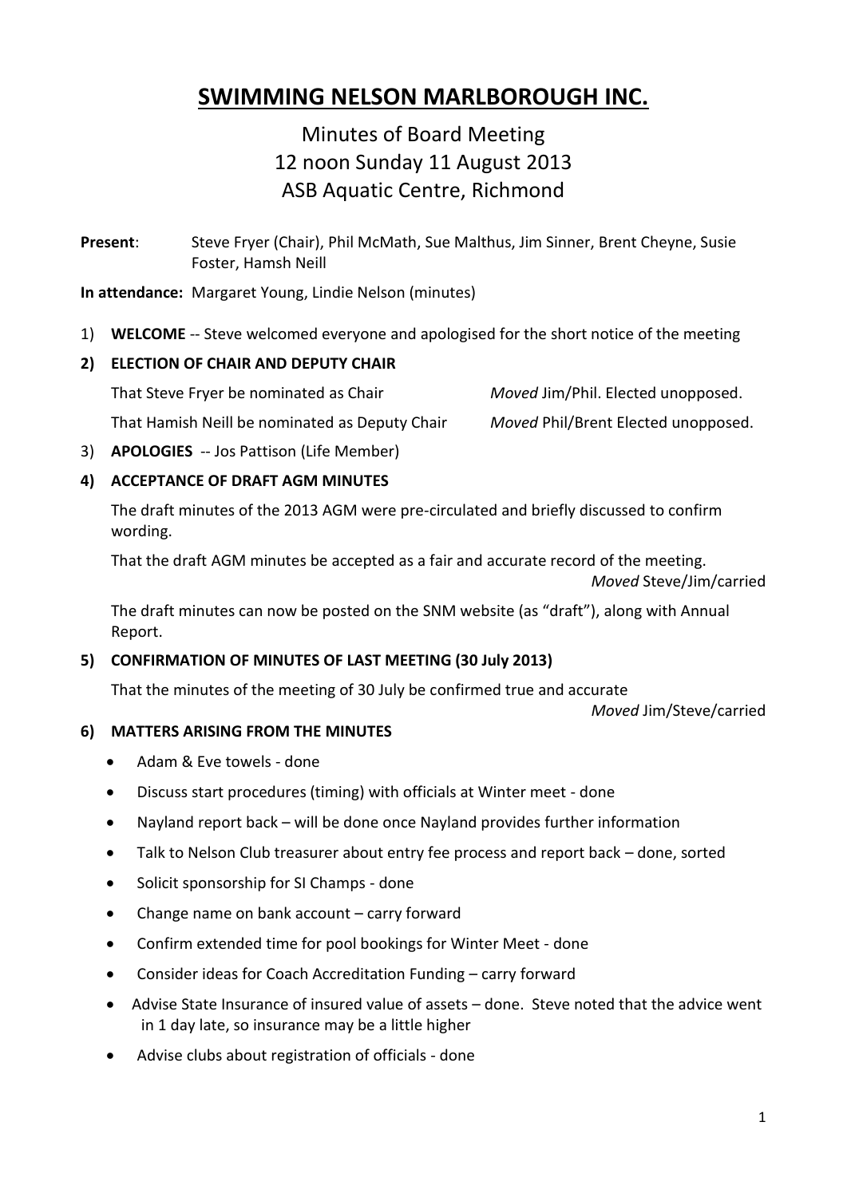# SWIMMING NELSON MARLBOROUGH INC.

## Minutes of Board Meeting
## 12 noon Sunday 11 August 2013
## ASB Aquatic Centre, Richmond

**Present**: Steve Fryer (Chair), Phil McMath, Sue Malthus, Jim Sinner, Brent Cheyne, Susie Foster, Hamsh Neill

**In attendance:** Margaret Young, Lindie Nelson (minutes)

1) **WELCOME** -- Steve welcomed everyone and apologised for the short notice of the meeting

**2) ELECTION OF CHAIR AND DEPUTY CHAIR**

That Steve Fryer be nominated as Chair — *Moved* Jim/Phil. Elected unopposed.

That Hamish Neill be nominated as Deputy Chair — *Moved* Phil/Brent Elected unopposed.

3) **APOLOGIES** -- Jos Pattison (Life Member)

**4) ACCEPTANCE OF DRAFT AGM MINUTES**

The draft minutes of the 2013 AGM were pre-circulated and briefly discussed to confirm wording.

That the draft AGM minutes be accepted as a fair and accurate record of the meeting.

*Moved* Steve/Jim/carried

The draft minutes can now be posted on the SNM website (as "draft"), along with Annual Report.

**5) CONFIRMATION OF MINUTES OF LAST MEETING (30 July 2013)**

That the minutes of the meeting of 30 July be confirmed true and accurate

*Moved* Jim/Steve/carried

**6) MATTERS ARISING FROM THE MINUTES**

- Adam & Eve towels - done
- Discuss start procedures (timing) with officials at Winter meet - done
- Nayland report back – will be done once Nayland provides further information
- Talk to Nelson Club treasurer about entry fee process and report back – done, sorted
- Solicit sponsorship for SI Champs - done
- Change name on bank account – carry forward
- Confirm extended time for pool bookings for Winter Meet - done
- Consider ideas for Coach Accreditation Funding – carry forward
- Advise State Insurance of insured value of assets – done. Steve noted that the advice went in 1 day late, so insurance may be a little higher
- Advise clubs about registration of officials - done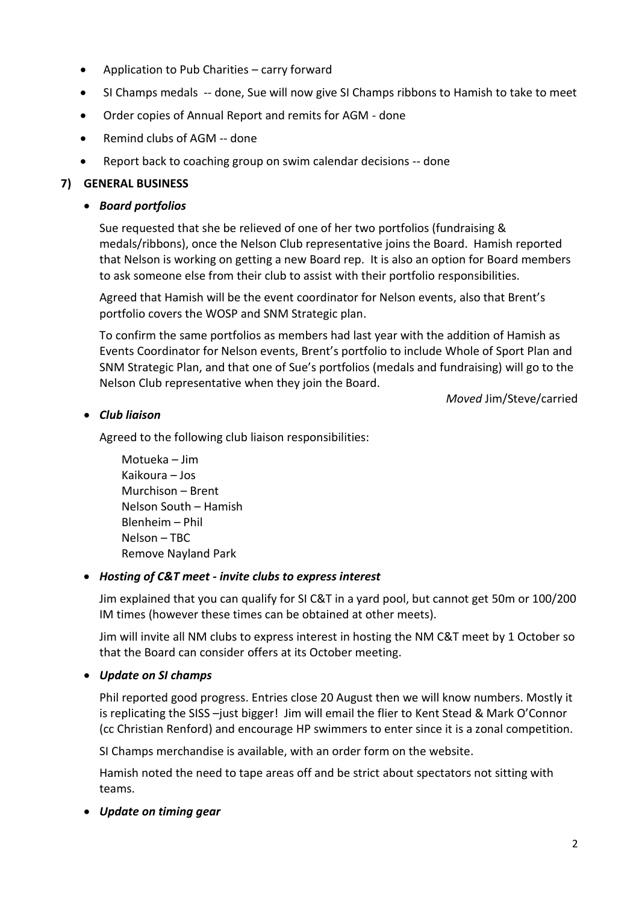- Application to Pub Charities – carry forward
- SI Champs medals -- done, Sue will now give SI Champs ribbons to Hamish to take to meet
- Order copies of Annual Report and remits for AGM - done
- Remind clubs of AGM -- done
- Report back to coaching group on swim calendar decisions -- done

**7) GENERAL BUSINESS**

- ***Board portfolios***

  Sue requested that she be relieved of one of her two portfolios (fundraising & medals/ribbons), once the Nelson Club representative joins the Board. Hamish reported that Nelson is working on getting a new Board rep. It is also an option for Board members to ask someone else from their club to assist with their portfolio responsibilities.

  Agreed that Hamish will be the event coordinator for Nelson events, also that Brent's portfolio covers the WOSP and SNM Strategic plan.

  To confirm the same portfolios as members had last year with the addition of Hamish as Events Coordinator for Nelson events, Brent's portfolio to include Whole of Sport Plan and SNM Strategic Plan, and that one of Sue's portfolios (medals and fundraising) will go to the Nelson Club representative when they join the Board.

  *Moved* Jim/Steve/carried

- ***Club liaison***

  Agreed to the following club liaison responsibilities:

  Motueka – Jim
  Kaikoura – Jos
  Murchison – Brent
  Nelson South – Hamish
  Blenheim – Phil
  Nelson – TBC
  Remove Nayland Park

- ***Hosting of C&T meet - invite clubs to express interest***

  Jim explained that you can qualify for SI C&T in a yard pool, but cannot get 50m or 100/200 IM times (however these times can be obtained at other meets).

  Jim will invite all NM clubs to express interest in hosting the NM C&T meet by 1 October so that the Board can consider offers at its October meeting.

- ***Update on SI champs***

  Phil reported good progress. Entries close 20 August then we will know numbers. Mostly it is replicating the SISS –just bigger! Jim will email the flier to Kent Stead & Mark O'Connor (cc Christian Renford) and encourage HP swimmers to enter since it is a zonal competition.

  SI Champs merchandise is available, with an order form on the website.

  Hamish noted the need to tape areas off and be strict about spectators not sitting with teams.

- ***Update on timing gear***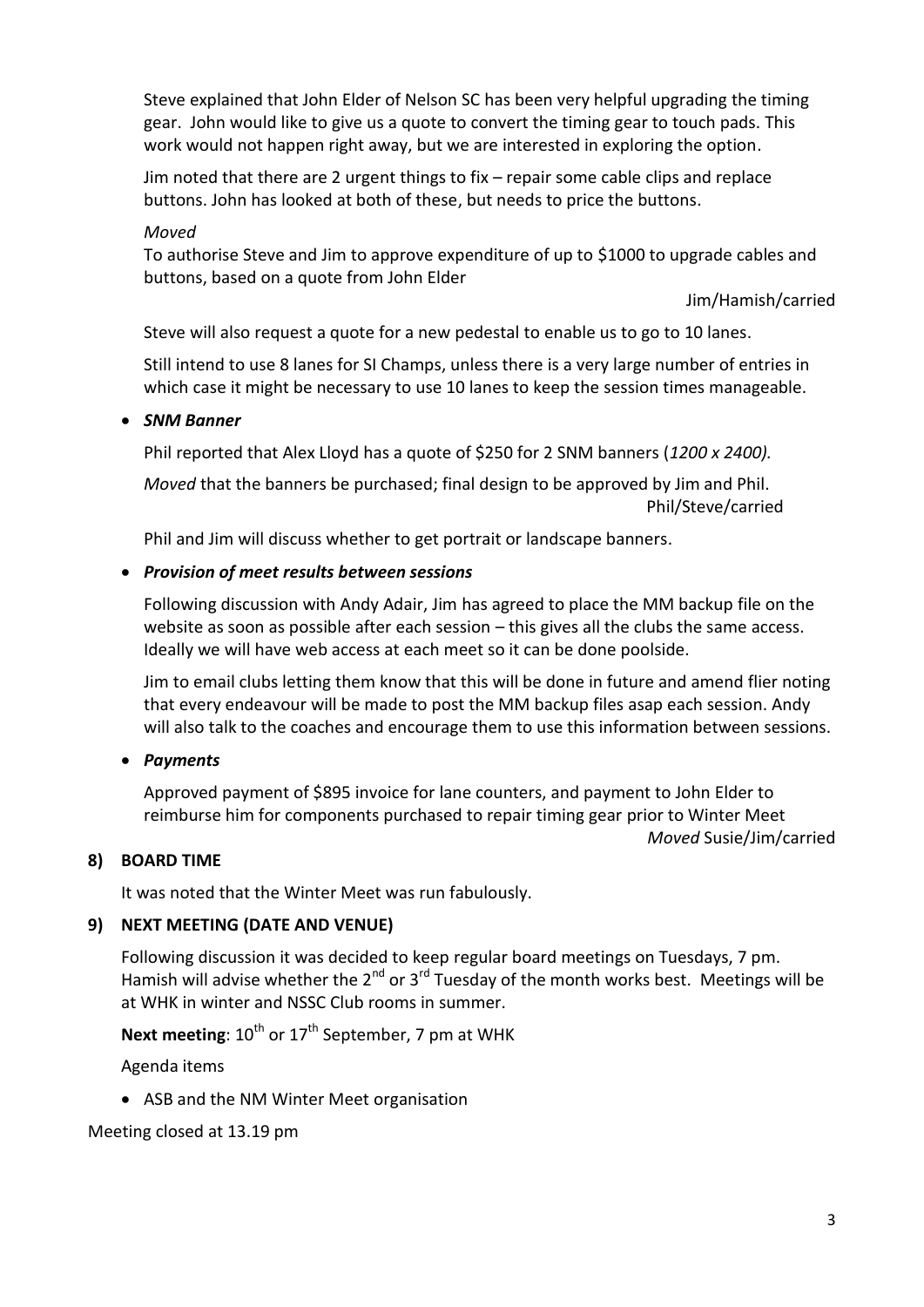Steve explained that John Elder of Nelson SC has been very helpful upgrading the timing gear. John would like to give us a quote to convert the timing gear to touch pads. This work would not happen right away, but we are interested in exploring the option.

Jim noted that there are 2 urgent things to fix – repair some cable clips and replace buttons. John has looked at both of these, but needs to price the buttons.

*Moved*
To authorise Steve and Jim to approve expenditure of up to $1000 to upgrade cables and buttons, based on a quote from John Elder

Jim/Hamish/carried

Steve will also request a quote for a new pedestal to enable us to go to 10 lanes.

Still intend to use 8 lanes for SI Champs, unless there is a very large number of entries in which case it might be necessary to use 10 lanes to keep the session times manageable.

- ***SNM Banner***

  Phil reported that Alex Lloyd has a quote of $250 for 2 SNM banners (*1200 x 2400).*

  *Moved* that the banners be purchased; final design to be approved by Jim and Phil.
  Phil/Steve/carried

  Phil and Jim will discuss whether to get portrait or landscape banners.

- ***Provision of meet results between sessions***

  Following discussion with Andy Adair, Jim has agreed to place the MM backup file on the website as soon as possible after each session – this gives all the clubs the same access. Ideally we will have web access at each meet so it can be done poolside.

  Jim to email clubs letting them know that this will be done in future and amend flier noting that every endeavour will be made to post the MM backup files asap each session. Andy will also talk to the coaches and encourage them to use this information between sessions.

- ***Payments***

  Approved payment of $895 invoice for lane counters, and payment to John Elder to reimburse him for components purchased to repair timing gear prior to Winter Meet
  *Moved* Susie/Jim/carried

## 8) BOARD TIME

It was noted that the Winter Meet was run fabulously.

## 9) NEXT MEETING (DATE AND VENUE)

Following discussion it was decided to keep regular board meetings on Tuesdays, 7 pm. Hamish will advise whether the 2nd or 3rd Tuesday of the month works best. Meetings will be at WHK in winter and NSSC Club rooms in summer.

**Next meeting**: 10th or 17th September, 7 pm at WHK

Agenda items

- ASB and the NM Winter Meet organisation

Meeting closed at 13.19 pm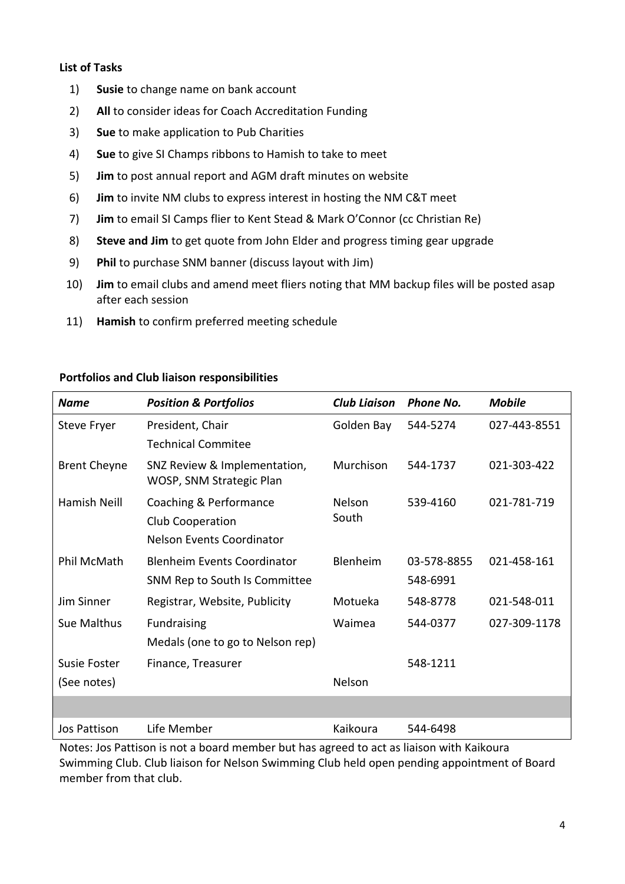**List of Tasks**

1) **Susie** to change name on bank account
2) **All** to consider ideas for Coach Accreditation Funding
3) **Sue** to make application to Pub Charities
4) **Sue** to give SI Champs ribbons to Hamish to take to meet
5) **Jim** to post annual report and AGM draft minutes on website
6) **Jim** to invite NM clubs to express interest in hosting the NM C&T meet
7) **Jim** to email SI Camps flier to Kent Stead & Mark O'Connor (cc Christian Re)
8) **Steve and Jim** to get quote from John Elder and progress timing gear upgrade
9) **Phil** to purchase SNM banner (discuss layout with Jim)
10) **Jim** to email clubs and amend meet fliers noting that MM backup files will be posted asap after each session
11) **Hamish** to confirm preferred meeting schedule

**Portfolios and Club liaison responsibilities**

| *Name* | *Position & Portfolios* | *Club Liaison* | *Phone No.* | *Mobile* |
|---|---|---|---|---|
| Steve Fryer | President, Chair<br>Technical Commitee | Golden Bay | 544-5274 | 027-443-8551 |
| Brent Cheyne | SNZ Review & Implementation, WOSP, SNM Strategic Plan | Murchison | 544-1737 | 021-303-422 |
| Hamish Neill | Coaching & Performance<br>Club Cooperation<br>Nelson Events Coordinator | Nelson South | 539-4160 | 021-781-719 |
| Phil McMath | Blenheim Events Coordinator<br>SNM Rep to South Is Committee | Blenheim | 03-578-8855<br>548-6991 | 021-458-161 |
| Jim Sinner | Registrar, Website, Publicity | Motueka | 548-8778 | 021-548-011 |
| Sue Malthus | Fundraising<br>Medals (one to go to Nelson rep) | Waimea | 544-0377 | 027-309-1178 |
| Susie Foster<br>(See notes) | Finance, Treasurer | Nelson | 548-1211 | |
| | | | | |
| Jos Pattison | Life Member | Kaikoura | 544-6498 | |

Notes: Jos Pattison is not a board member but has agreed to act as liaison with Kaikoura Swimming Club. Club liaison for Nelson Swimming Club held open pending appointment of Board member from that club.